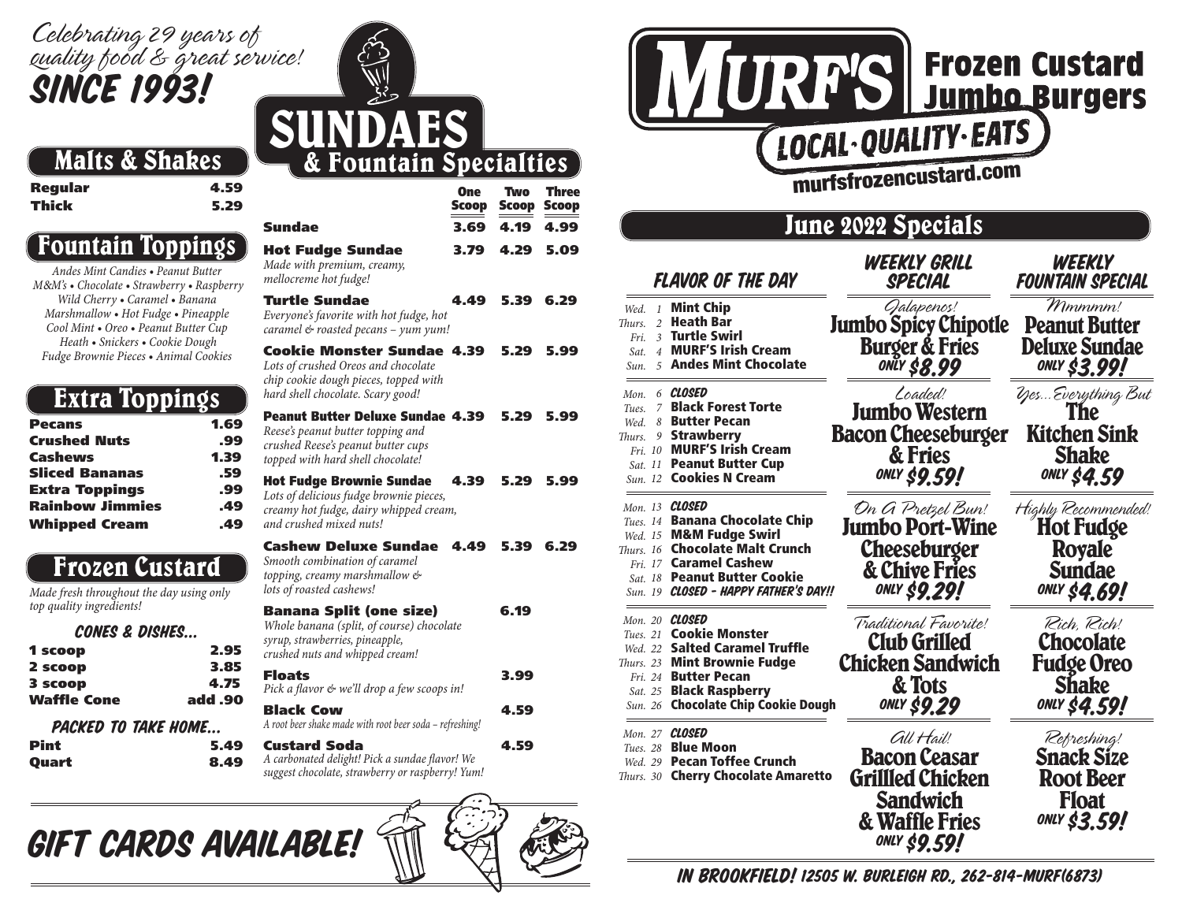Celebrating 29 years of quality food & great service!

# SINCE 1993!

## Malts & Shakes

| | |
|---|---|
| **Regular** | 4.59 |
| **Thick** | 5.29 |

## Fountain Toppings

*Andes Mint Candies • Peanut Butter M&M's • Chocolate • Strawberry • Raspberry Wild Cherry • Caramel • Banana Marshmallow • Hot Fudge • Pineapple Cool Mint • Oreo • Peanut Butter Cup Heath • Snickers • Cookie Dough Fudge Brownie Pieces • Animal Cookies*

## Extra Toppings

| | |
|---|---|
| **Pecans** | 1.69 |
| **Crushed Nuts** | .99 |
| **Cashews** | 1.39 |
| **Sliced Bananas** | .59 |
| **Extra Toppings** | .99 |
| **Rainbow Jimmies** | .49 |
| **Whipped Cream** | .49 |

## Frozen Custard

*Made fresh throughout the day using only top quality ingredients!*

### CONES & DISHES...

| | |
|---|---|
| **1 scoop** | 2.95 |
| **2 scoop** | 3.85 |
| **3 scoop** | 4.75 |
| **Waffle Cone** | add .90 |

### PACKED TO TAKE HOME...

| | |
|---|---|
| **Pint** | 5.49 |
| **Quart** | 8.49 |

# SUNDAES & Fountain Specialties

| | One Scoop | Two Scoop | Three Scoop |
|---|---|---|---|
| **Sundae** | 3.69 | 4.19 | 4.99 |
| **Hot Fudge Sundae** *Made with premium, creamy, mellocreme hot fudge!* | 3.79 | 4.29 | 5.09 |
| **Turtle Sundae** *Everyone's favorite with hot fudge, hot caramel & roasted pecans – yum yum!* | 4.49 | 5.39 | 6.29 |
| **Cookie Monster Sundae** *Lots of crushed Oreos and chocolate chip cookie dough pieces, topped with hard shell chocolate. Scary good!* | 4.39 | 5.29 | 5.99 |
| **Peanut Butter Deluxe Sundae** *Reese's peanut butter topping and crushed Reese's peanut butter cups topped with hard shell chocolate!* | 4.39 | 5.29 | 5.99 |
| **Hot Fudge Brownie Sundae** *Lots of delicious fudge brownie pieces, creamy hot fudge, dairy whipped cream, and crushed mixed nuts!* | 4.39 | 5.29 | 5.99 |
| **Cashew Deluxe Sundae** *Smooth combination of caramel topping, creamy marshmallow & lots of roasted cashews!* | 4.49 | 5.39 | 6.29 |
| **Banana Split (one size)** *Whole banana (split, of course) chocolate syrup, strawberries, pineapple, crushed nuts and whipped cream!* | | 6.19 | |
| **Floats** *Pick a flavor & we'll drop a few scoops in!* | | 3.99 | |
| **Black Cow** *A root beer shake made with root beer soda – refreshing!* | | 4.59 | |
| **Custard Soda** *A carbonated delight! Pick a sundae flavor! We suggest chocolate, strawberry or raspberry! Yum!* | | 4.59 | |

# GIFT CARDS AVAILABLE!

# MURF'S Frozen Custard Jumbo Burgers

LOCAL·QUALITY·EATS

murfsfrozencustard.com

## June 2022 Specials

| FLAVOR OF THE DAY | WEEKLY GRILL SPECIAL | WEEKLY FOUNTAIN SPECIAL |
|---|---|---|
| *Wed. 1* **Mint Chip**<br>*Thurs. 2* **Heath Bar**<br>*Fri. 3* **Turtle Swirl**<br>*Sat. 4* **MURF'S Irish Cream**<br>*Sun. 5* **Andes Mint Chocolate** | *Jalapenos!* **Jumbo Spicy Chipotle Burger & Fries** ONLY $8.99 | *Mmmmm!* **Peanut Butter Deluxe Sundae** ONLY $3.99! |
| *Mon. 6* **CLOSED**<br>*Tues. 7* **Black Forest Torte**<br>*Wed. 8* **Butter Pecan**<br>*Thurs. 9* **Strawberry**<br>*Fri. 10* **MURF'S Irish Cream**<br>*Sat. 11* **Peanut Butter Cup**<br>*Sun. 12* **Cookies N Cream** | *Loaded!* **Jumbo Western Bacon Cheeseburger & Fries** ONLY $9.59! | *Yes...Everything But* **The Kitchen Sink Shake** ONLY $4.59 |
| *Mon. 13* **CLOSED**<br>*Tues. 14* **Banana Chocolate Chip**<br>*Wed. 15* **M&M Fudge Swirl**<br>*Thurs. 16* **Chocolate Malt Crunch**<br>*Fri. 17* **Caramel Cashew**<br>*Sat. 18* **Peanut Butter Cookie**<br>*Sun. 19* **CLOSED - HAPPY FATHER'S DAY!!** | *On A Pretzel Bun!* **Jumbo Port-Wine Cheeseburger & Chive Fries** ONLY $9.29! | *Highly Recommended!* **Hot Fudge Royale Sundae** ONLY $4.69! |
| *Mon. 20* **CLOSED**<br>*Tues. 21* **Cookie Monster**<br>*Wed. 22* **Salted Caramel Truffle**<br>*Thurs. 23* **Mint Brownie Fudge**<br>*Fri. 24* **Butter Pecan**<br>*Sat. 25* **Black Raspberry**<br>*Sun. 26* **Chocolate Chip Cookie Dough** | *Traditional Favorite!* **Club Grilled Chicken Sandwich & Tots** ONLY $9.29 | *Rich, Rich!* **Chocolate Fudge Oreo Shake** ONLY $4.59! |
| *Mon. 27* **CLOSED**<br>*Tues. 28* **Blue Moon**<br>*Wed. 29* **Pecan Toffee Crunch**<br>*Thurs. 30* **Cherry Chocolate Amaretto** | *All Hail!* **Bacon Ceasar Grillled Chicken Sandwich & Waffle Fries** ONLY $9.59! | *Refreshing!* **Snack Size Root Beer Float** ONLY $3.59! |

**IN BROOKFIELD!** 12505 W. BURLEIGH RD., 262-814-MURF(6873)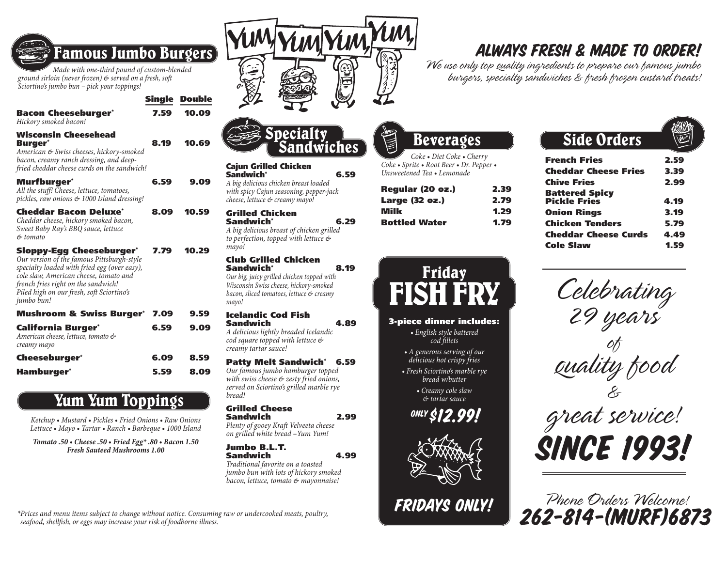## Famous Jumbo Burgers

*Made with one-third pound of custom-blended ground sirloin (never frozen) & served on a fresh, soft Sciortino's jumbo bun – pick your toppings!*

| | Single | Double |
|---|---|---|
| **Bacon Cheeseburger*** <br> *Hickory smoked bacon!* | 7.59 | 10.09 |
| **Wisconsin Cheesehead Burger*** <br> *American & Swiss cheeses, hickory-smoked bacon, creamy ranch dressing, and deep-fried cheddar cheese curds on the sandwich!* | 8.19 | 10.69 |
| **Murfburger*** <br> *All the stuff! Cheese, lettuce, tomatoes, pickles, raw onions & 1000 Island dressing!* | 6.59 | 9.09 |
| **Cheddar Bacon Deluxe*** <br> *Cheddar cheese, hickory smoked bacon, Sweet Baby Ray's BBQ sauce, lettuce & tomato* | 8.09 | 10.59 |
| **Sloppy-Egg Cheeseburger*** <br> *Our version of the famous Pittsburgh-style specialty loaded with fried egg (over easy), cole slaw, American cheese, tomato and french fries right on the sandwich! Piled high on our fresh, soft Sciortino's jumbo bun!* | 7.79 | 10.29 |
| **Mushroom & Swiss Burger*** | 7.09 | 9.59 |
| **California Burger*** <br> *American cheese, lettuce, tomato & creamy mayo* | 6.59 | 9.09 |
| **Cheeseburger*** | 6.09 | 8.59 |
| **Hamburger*** | 5.59 | 8.09 |

## Yum Yum Toppings

*Ketchup • Mustard • Pickles • Fried Onions • Raw Onions Lettuce • Mayo • Tartar • Ranch • Barbeque • 1000 Island*

***Tomato .50 • Cheese .50 • Fried Egg* .80 • Bacon 1.50 Fresh Sauteed Mushrooms 1.00***

YUM, YUM, YUM, YUM,

## Specialty Sandwiches

**Cajun Grilled Chicken Sandwich*** — **6.59**
*A big delicious chicken breast loaded with spicy Cajun seasoning, pepper-jack cheese, lettuce & creamy mayo!*

**Grilled Chicken Sandwich*** — **6.29**
*A big delicious breast of chicken grilled to perfection, topped with lettuce & mayo!*

**Club Grilled Chicken Sandwich*** — **8.19**
*Our big, juicy grilled chicken topped with Wisconsin Swiss cheese, hickory-smoked bacon, sliced tomatoes, lettuce & creamy mayo!*

**Icelandic Cod Fish Sandwich** — **4.89**
*A delicious lightly breaded Icelandic cod square topped with lettuce & creamy tartar sauce!*

**Patty Melt Sandwich*** — **6.59**
*Our famous jumbo hamburger topped with swiss cheese & zesty fried onions, served on Sciortino's grilled marble rye bread!*

**Grilled Cheese Sandwich** — **2.99**
*Plenty of gooey Kraft Velveeta cheese on grilled white bread –Yum Yum!*

**Jumbo B.L.T. Sandwich** — **4.99**
*Traditional favorite on a toasted jumbo bun with lots of hickory smoked bacon, lettuce, tomato & mayonnaise!*

*\*Prices and menu items subject to change without notice. Consuming raw or undercooked meats, poultry, seafood, shellfish, or eggs may increase your risk of foodborne illness.*

## ALWAYS FRESH & MADE TO ORDER!

*We use only top quality ingredients to prepare our famous jumbo burgers, specialty sandwiches & fresh frozen custard treats!*

## Beverages

*Coke • Diet Coke • Cherry Coke • Sprite • Root Beer • Dr. Pepper • Unsweetened Tea • Lemonade*

| | |
|---|---|
| **Regular (20 oz.)** | 2.39 |
| **Large (32 oz.)** | 2.79 |
| **Milk** | 1.29 |
| **Bottled Water** | 1.79 |

## Friday FISH FRY

**3-piece dinner includes:**

- *English style battered cod fillets*
- *A generous serving of our delicious hot crispy fries*
- *Fresh Sciortino's marble rye bread w/butter*
- *Creamy cole slaw & tartar sauce*

**ONLY $12.99!**

**FRIDAYS ONLY!**

## Side Orders

| | |
|---|---|
| **French Fries** | 2.59 |
| **Cheddar Cheese Fries** | 3.39 |
| **Chive Fries** | 2.99 |
| **Battered Spicy Pickle Fries** | 4.19 |
| **Onion Rings** | 3.19 |
| **Chicken Tenders** | 5.79 |
| **Cheddar Cheese Curds** | 4.49 |
| **Cole Slaw** | 1.59 |

*Celebrating 29 years of quality food & great service!*

**SINCE 1993!**

*Phone Orders Welcome!*
**262-814-(MURF)6873**